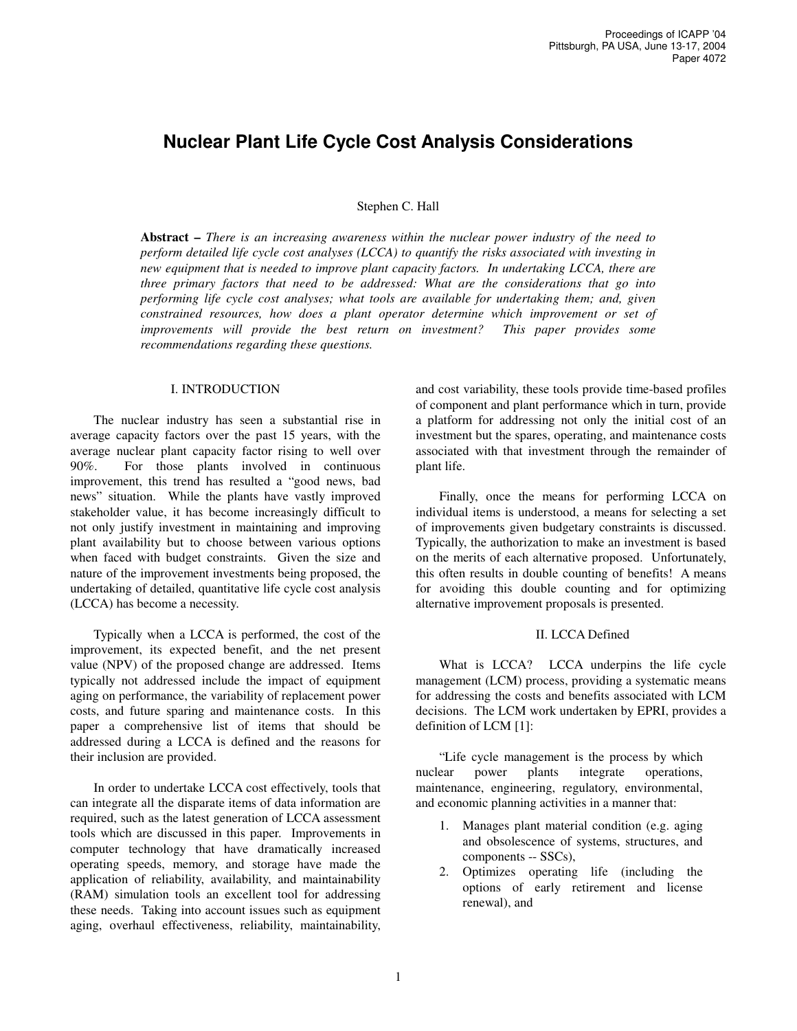# Nuclear Plant Life Cycle Cost Analysis Considerations

Stephen C. Hall

**Abstract –** *There is an increasing awareness within the nuclear power industry of the need to perform detailed life cycle cost analyses (LCCA) to quantify the risks associated with investing in new equipment that is needed to improve plant capacity factors. In undertaking LCCA, there are three primary factors that need to be addressed: What are the considerations that go into performing life cycle cost analyses; what tools are available for undertaking them; and, given constrained resources, how does a plant operator determine which improvement or set of improvements will provide the best return on investment? This paper provides some recommendations regarding these questions.*

## I. INTRODUCTION

The nuclear industry has seen a substantial rise in average capacity factors over the past 15 years, with the average nuclear plant capacity factor rising to well over 90%. For those plants involved in continuous improvement, this trend has resulted a "good news, bad news" situation. While the plants have vastly improved stakeholder value, it has become increasingly difficult to not only justify investment in maintaining and improving plant availability but to choose between various options when faced with budget constraints. Given the size and nature of the improvement investments being proposed, the undertaking of detailed, quantitative life cycle cost analysis (LCCA) has become a necessity.

Typically when a LCCA is performed, the cost of the improvement, its expected benefit, and the net present value (NPV) of the proposed change are addressed. Items typically not addressed include the impact of equipment aging on performance, the variability of replacement power costs, and future sparing and maintenance costs. In this paper a comprehensive list of items that should be addressed during a LCCA is defined and the reasons for their inclusion are provided.

In order to undertake LCCA cost effectively, tools that can integrate all the disparate items of data information are required, such as the latest generation of LCCA assessment tools which are discussed in this paper. Improvements in computer technology that have dramatically increased operating speeds, memory, and storage have made the application of reliability, availability, and maintainability (RAM) simulation tools an excellent tool for addressing these needs. Taking into account issues such as equipment aging, overhaul effectiveness, reliability, maintainability, and cost variability, these tools provide time-based profiles of component and plant performance which in turn, provide a platform for addressing not only the initial cost of an investment but the spares, operating, and maintenance costs associated with that investment through the remainder of plant life.

Finally, once the means for performing LCCA on individual items is understood, a means for selecting a set of improvements given budgetary constraints is discussed. Typically, the authorization to make an investment is based on the merits of each alternative proposed. Unfortunately, this often results in double counting of benefits! A means for avoiding this double counting and for optimizing alternative improvement proposals is presented.

## II. LCCA Defined

What is LCCA? LCCA underpins the life cycle management (LCM) process, providing a systematic means for addressing the costs and benefits associated with LCM decisions. The LCM work undertaken by EPRI, provides a definition of LCM [1]:

"Life cycle management is the process by which nuclear power plants integrate operations, maintenance, engineering, regulatory, environmental, and economic planning activities in a manner that:

1. Manages plant material condition (e.g. aging and obsolescence of systems, structures, and components -- SSCs),
2. Optimizes operating life (including the options of early retirement and license renewal), and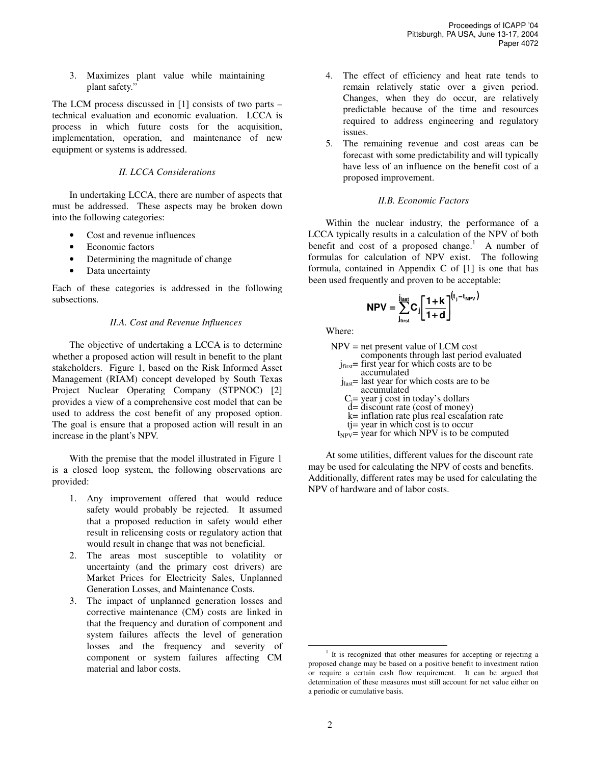3. Maximizes plant value while maintaining plant safety."

The LCM process discussed in [1] consists of two parts – technical evaluation and economic evaluation. LCCA is process in which future costs for the acquisition, implementation, operation, and maintenance of new equipment or systems is addressed.

### *II. LCCA Considerations*

In undertaking LCCA, there are number of aspects that must be addressed. These aspects may be broken down into the following categories:

- Cost and revenue influences
- Economic factors
- Determining the magnitude of change
- Data uncertainty

Each of these categories is addressed in the following subsections.

#### *II.A. Cost and Revenue Influences*

The objective of undertaking a LCCA is to determine whether a proposed action will result in benefit to the plant stakeholders. Figure 1, based on the Risk Informed Asset Management (RIAM) concept developed by South Texas Project Nuclear Operating Company (STPNOC) [2] provides a view of a comprehensive cost model that can be used to address the cost benefit of any proposed option. The goal is ensure that a proposed action will result in an increase in the plant's NPV.

With the premise that the model illustrated in Figure 1 is a closed loop system, the following observations are provided:

1. Any improvement offered that would reduce safety would probably be rejected. It assumed that a proposed reduction in safety would ether result in relicensing costs or regulatory action that would result in change that was not beneficial.
2. The areas most susceptible to volatility or uncertainty (and the primary cost drivers) are Market Prices for Electricity Sales, Unplanned Generation Losses, and Maintenance Costs.
3. The impact of unplanned generation losses and corrective maintenance (CM) costs are linked in that the frequency and duration of component and system failures affects the level of generation losses and the frequency and severity of component or system failures affecting CM material and labor costs.
4. The effect of efficiency and heat rate tends to remain relatively static over a given period. Changes, when they do occur, are relatively predictable because of the time and resources required to address engineering and regulatory issues.
5. The remaining revenue and cost areas can be forecast with some predictability and will typically have less of an influence on the benefit cost of a proposed improvement.

#### *II.B. Economic Factors*

Within the nuclear industry, the performance of a LCCA typically results in a calculation of the NPV of both benefit and cost of a proposed change.[1] A number of formulas for calculation of NPV exist. The following formula, contained in Appendix C of [1] is one that has been used frequently and proven to be acceptable:

$$\mathbf{NPV} = \sum_{j_{first}}^{j_{last}} \mathbf{C_j} \left[ \frac{\mathbf{1+k}}{\mathbf{1+d}} \right]^{(t_j - t_{NPV})}$$

Where:

NPV = net present value of LCM cost components through last period evaluated
$j_{first}$ = first year for which costs are to be accumulated
$j_{last}$ = last year for which costs are to be accumulated
$C_j$ = year j cost in today's dollars
d = discount rate (cost of money)
k = inflation rate plus real escalation rate
tj = year in which cost is to occur
$t_{NPV}$ = year for which NPV is to be computed

At some utilities, different values for the discount rate may be used for calculating the NPV of costs and benefits. Additionally, different rates may be used for calculating the NPV of hardware and of labor costs.

[1] It is recognized that other measures for accepting or rejecting a proposed change may be based on a positive benefit to investment ration or require a certain cash flow requirement. It can be argued that determination of these measures must still account for net value either on a periodic or cumulative basis.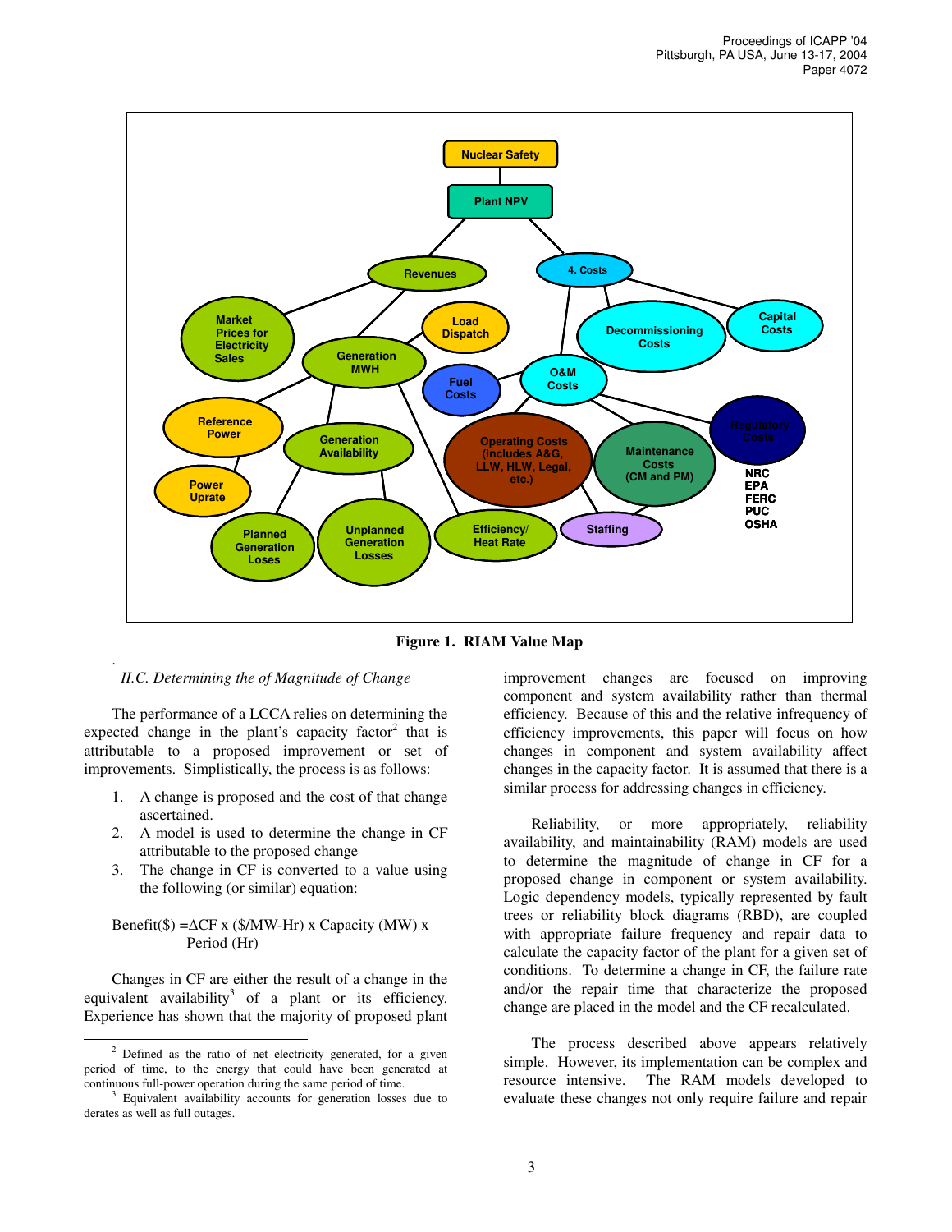**Figure 1. RIAM Value Map**

*II.C. Determining the of Magnitude of Change*

The performance of a LCCA relies on determining the expected change in the plant's capacity factor[2] that is attributable to a proposed improvement or set of improvements. Simplistically, the process is as follows:

1. A change is proposed and the cost of that change ascertained.
2. A model is used to determine the change in CF attributable to the proposed change
3. The change in CF is converted to a value using the following (or similar) equation:

$$\text{Benefit}(\$) = \Delta CF \times (\$/\text{MW-Hr}) \times \text{Capacity (MW)} \times \text{Period (Hr)}$$

Changes in CF are either the result of a change in the equivalent availability[3] of a plant or its efficiency. Experience has shown that the majority of proposed plant improvement changes are focused on improving component and system availability rather than thermal efficiency. Because of this and the relative infrequency of efficiency improvements, this paper will focus on how changes in component and system availability affect changes in the capacity factor. It is assumed that there is a similar process for addressing changes in efficiency.

Reliability, or more appropriately, reliability availability, and maintainability (RAM) models are used to determine the magnitude of change in CF for a proposed change in component or system availability. Logic dependency models, typically represented by fault trees or reliability block diagrams (RBD), are coupled with appropriate failure frequency and repair data to calculate the capacity factor of the plant for a given set of conditions. To determine a change in CF, the failure rate and/or the repair time that characterize the proposed change are placed in the model and the CF recalculated.

The process described above appears relatively simple. However, its implementation can be complex and resource intensive. The RAM models developed to evaluate these changes not only require failure and repair

[2] Defined as the ratio of net electricity generated, for a given period of time, to the energy that could have been generated at continuous full-power operation during the same period of time.

[3] Equivalent availability accounts for generation losses due to derates as well as full outages.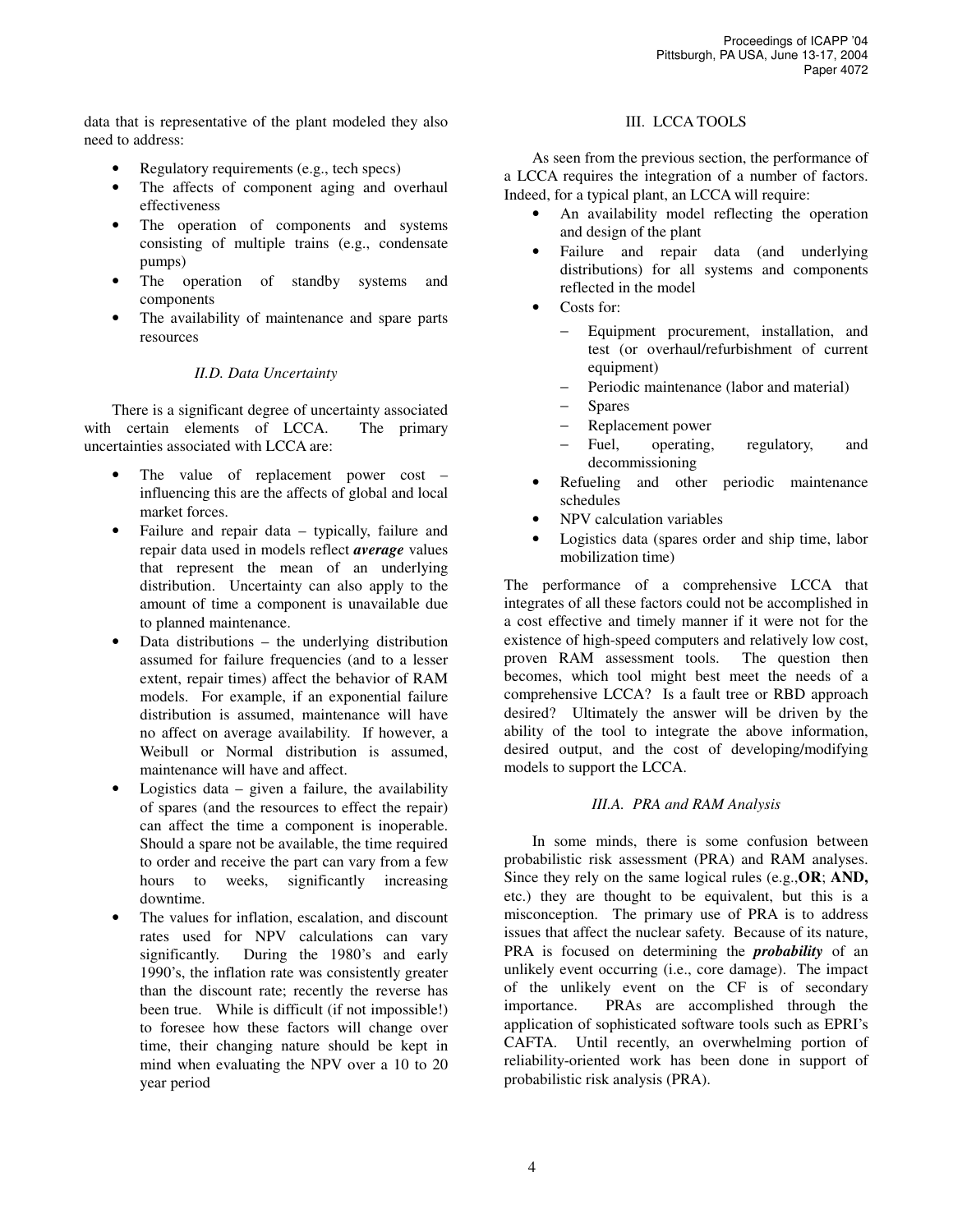data that is representative of the plant modeled they also need to address:

- Regulatory requirements (e.g., tech specs)
- The affects of component aging and overhaul effectiveness
- The operation of components and systems consisting of multiple trains (e.g., condensate pumps)
- The operation of standby systems and components
- The availability of maintenance and spare parts resources

### *II.D. Data Uncertainty*

There is a significant degree of uncertainty associated with certain elements of LCCA. The primary uncertainties associated with LCCA are:

- The value of replacement power cost – influencing this are the affects of global and local market forces.
- Failure and repair data – typically, failure and repair data used in models reflect ***average*** values that represent the mean of an underlying distribution. Uncertainty can also apply to the amount of time a component is unavailable due to planned maintenance.
- Data distributions – the underlying distribution assumed for failure frequencies (and to a lesser extent, repair times) affect the behavior of RAM models. For example, if an exponential failure distribution is assumed, maintenance will have no affect on average availability. If however, a Weibull or Normal distribution is assumed, maintenance will have and affect.
- Logistics data – given a failure, the availability of spares (and the resources to effect the repair) can affect the time a component is inoperable. Should a spare not be available, the time required to order and receive the part can vary from a few hours to weeks, significantly increasing downtime.
- The values for inflation, escalation, and discount rates used for NPV calculations can vary significantly. During the 1980's and early 1990's, the inflation rate was consistently greater than the discount rate; recently the reverse has been true. While is difficult (if not impossible!) to foresee how these factors will change over time, their changing nature should be kept in mind when evaluating the NPV over a 10 to 20 year period

## III. LCCA TOOLS

As seen from the previous section, the performance of a LCCA requires the integration of a number of factors. Indeed, for a typical plant, an LCCA will require:

- An availability model reflecting the operation and design of the plant
- Failure and repair data (and underlying distributions) for all systems and components reflected in the model
- Costs for:
  - Equipment procurement, installation, and test (or overhaul/refurbishment of current equipment)
  - Periodic maintenance (labor and material)
  - Spares
  - Replacement power
  - Fuel, operating, regulatory, and decommissioning
- Refueling and other periodic maintenance schedules
- NPV calculation variables
- Logistics data (spares order and ship time, labor mobilization time)

The performance of a comprehensive LCCA that integrates of all these factors could not be accomplished in a cost effective and timely manner if it were not for the existence of high-speed computers and relatively low cost, proven RAM assessment tools. The question then becomes, which tool might best meet the needs of a comprehensive LCCA? Is a fault tree or RBD approach desired? Ultimately the answer will be driven by the ability of the tool to integrate the above information, desired output, and the cost of developing/modifying models to support the LCCA.

### *III.A. PRA and RAM Analysis*

In some minds, there is some confusion between probabilistic risk assessment (PRA) and RAM analyses. Since they rely on the same logical rules (e.g.,**OR**; **AND,** etc.) they are thought to be equivalent, but this is a misconception. The primary use of PRA is to address issues that affect the nuclear safety. Because of its nature, PRA is focused on determining the ***probability*** of an unlikely event occurring (i.e., core damage). The impact of the unlikely event on the CF is of secondary importance. PRAs are accomplished through the application of sophisticated software tools such as EPRI's CAFTA. Until recently, an overwhelming portion of reliability-oriented work has been done in support of probabilistic risk analysis (PRA).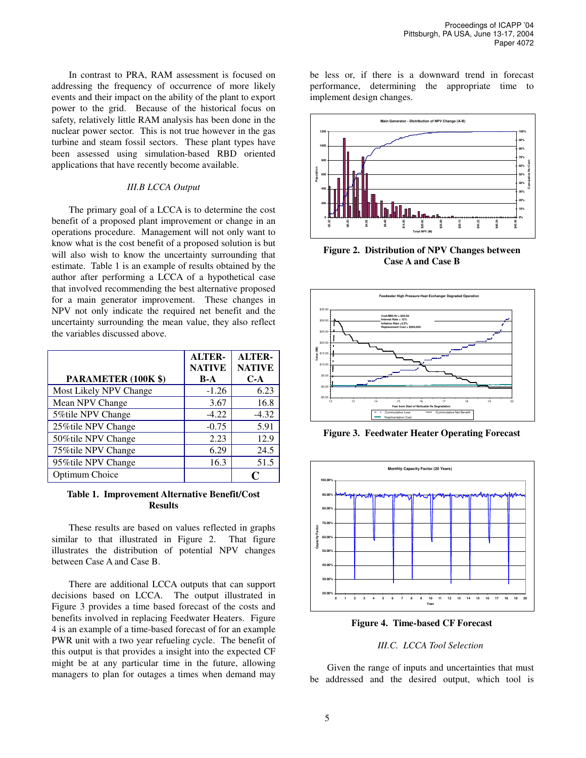In contrast to PRA, RAM assessment is focused on addressing the frequency of occurrence of more likely events and their impact on the ability of the plant to export power to the grid. Because of the historical focus on safety, relatively little RAM analysis has been done in the nuclear power sector. This is not true however in the gas turbine and steam fossil sectors. These plant types have been assessed using simulation-based RBD oriented applications that have recently become available.

### *III.B LCCA Output*

The primary goal of a LCCA is to determine the cost benefit of a proposed plant improvement or change in an operations procedure. Management will not only want to know what is the cost benefit of a proposed solution is but will also wish to know the uncertainty surrounding that estimate. Table 1 is an example of results obtained by the author after performing a LCCA of a hypothetical case that involved recommending the best alternative proposed for a main generator improvement. These changes in NPV not only indicate the required net benefit and the uncertainty surrounding the mean value, they also reflect the variables discussed above.

| PARAMETER (100K $) | ALTER-NATIVE B-A | ALTER-NATIVE C-A |
|---|---|---|
| Most Likely NPV Change | -1.26 | 6.23 |
| Mean NPV Change | 3.67 | 16.8 |
| 5%tile NPV Change | -4.22 | -4.32 |
| 25%tile NPV Change | -0.75 | 5.91 |
| 50%tile NPV Change | 2.23 | 12.9 |
| 75%tile NPV Change | 6.29 | 24.5 |
| 95%tile NPV Change | 16.3 | 51.5 |
| Optimum Choice | | **C** |

**Table 1. Improvement Alternative Benefit/Cost Results**

These results are based on values reflected in graphs similar to that illustrated in Figure 2. That figure illustrates the distribution of potential NPV changes between Case A and Case B.

There are additional LCCA outputs that can support decisions based on LCCA. The output illustrated in Figure 3 provides a time based forecast of the costs and benefits involved in replacing Feedwater Heaters. Figure 4 is an example of a time-based forecast of for an example PWR unit with a two year refueling cycle. The benefit of this output is that provides a insight into the expected CF might be at any particular time in the future, allowing managers to plan for outages a times when demand may be less or, if there is a downward trend in forecast performance, determining the appropriate time to implement design changes.

**Figure 2. Distribution of NPV Changes between Case A and Case B**

**Figure 3. Feedwater Heater Operating Forecast**

**Figure 4. Time-based CF Forecast**

### *III.C. LCCA Tool Selection*

Given the range of inputs and uncertainties that must be addressed and the desired output, which tool is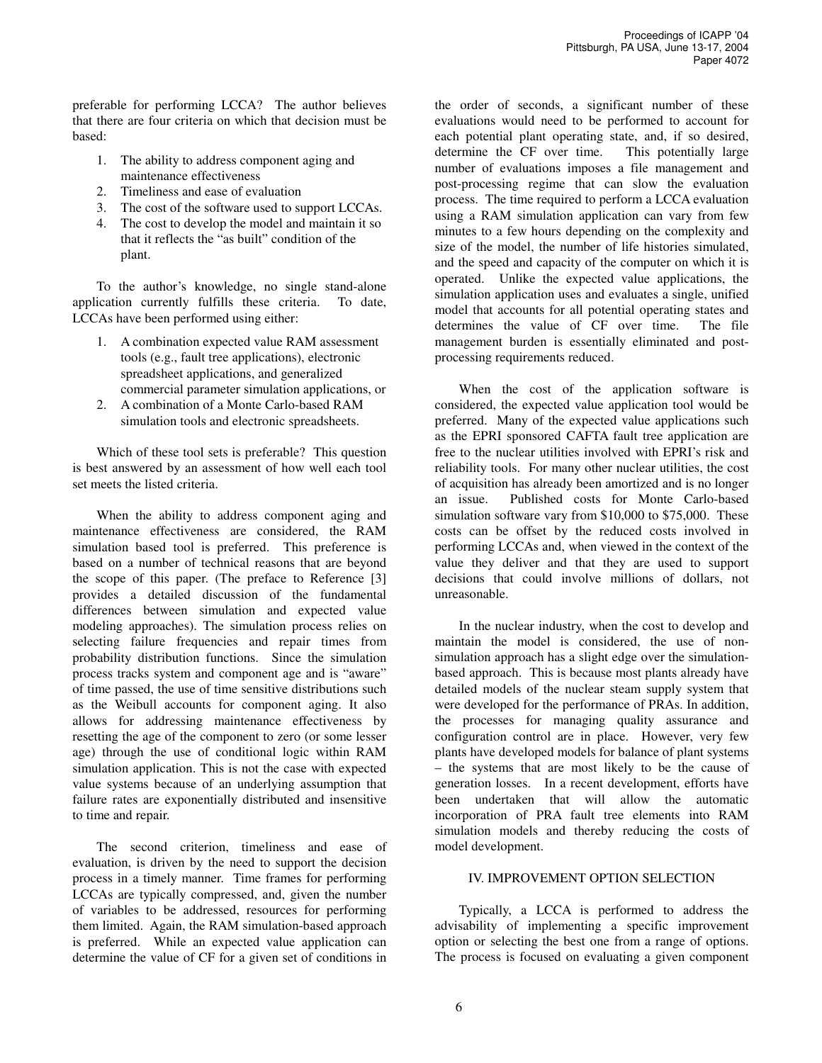preferable for performing LCCA? The author believes that there are four criteria on which that decision must be based:

1. The ability to address component aging and maintenance effectiveness
2. Timeliness and ease of evaluation
3. The cost of the software used to support LCCAs.
4. The cost to develop the model and maintain it so that it reflects the "as built" condition of the plant.

To the author's knowledge, no single stand-alone application currently fulfills these criteria. To date, LCCAs have been performed using either:

1. A combination expected value RAM assessment tools (e.g., fault tree applications), electronic spreadsheet applications, and generalized commercial parameter simulation applications, or
2. A combination of a Monte Carlo-based RAM simulation tools and electronic spreadsheets.

Which of these tool sets is preferable? This question is best answered by an assessment of how well each tool set meets the listed criteria.

When the ability to address component aging and maintenance effectiveness are considered, the RAM simulation based tool is preferred. This preference is based on a number of technical reasons that are beyond the scope of this paper. (The preface to Reference [3] provides a detailed discussion of the fundamental differences between simulation and expected value modeling approaches). The simulation process relies on selecting failure frequencies and repair times from probability distribution functions. Since the simulation process tracks system and component age and is "aware" of time passed, the use of time sensitive distributions such as the Weibull accounts for component aging. It also allows for addressing maintenance effectiveness by resetting the age of the component to zero (or some lesser age) through the use of conditional logic within RAM simulation application. This is not the case with expected value systems because of an underlying assumption that failure rates are exponentially distributed and insensitive to time and repair.

The second criterion, timeliness and ease of evaluation, is driven by the need to support the decision process in a timely manner. Time frames for performing LCCAs are typically compressed, and, given the number of variables to be addressed, resources for performing them limited. Again, the RAM simulation-based approach is preferred. While an expected value application can determine the value of CF for a given set of conditions in the order of seconds, a significant number of these evaluations would need to be performed to account for each potential plant operating state, and, if so desired, determine the CF over time. This potentially large number of evaluations imposes a file management and post-processing regime that can slow the evaluation process. The time required to perform a LCCA evaluation using a RAM simulation application can vary from few minutes to a few hours depending on the complexity and size of the model, the number of life histories simulated, and the speed and capacity of the computer on which it is operated. Unlike the expected value applications, the simulation application uses and evaluates a single, unified model that accounts for all potential operating states and determines the value of CF over time. The file management burden is essentially eliminated and post-processing requirements reduced.

When the cost of the application software is considered, the expected value application tool would be preferred. Many of the expected value applications such as the EPRI sponsored CAFTA fault tree application are free to the nuclear utilities involved with EPRI's risk and reliability tools. For many other nuclear utilities, the cost of acquisition has already been amortized and is no longer an issue. Published costs for Monte Carlo-based simulation software vary from \$10,000 to \$75,000. These costs can be offset by the reduced costs involved in performing LCCAs and, when viewed in the context of the value they deliver and that they are used to support decisions that could involve millions of dollars, not unreasonable.

In the nuclear industry, when the cost to develop and maintain the model is considered, the use of non-simulation approach has a slight edge over the simulation-based approach. This is because most plants already have detailed models of the nuclear steam supply system that were developed for the performance of PRAs. In addition, the processes for managing quality assurance and configuration control are in place. However, very few plants have developed models for balance of plant systems – the systems that are most likely to be the cause of generation losses. In a recent development, efforts have been undertaken that will allow the automatic incorporation of PRA fault tree elements into RAM simulation models and thereby reducing the costs of model development.

## IV. IMPROVEMENT OPTION SELECTION

Typically, a LCCA is performed to address the advisability of implementing a specific improvement option or selecting the best one from a range of options. The process is focused on evaluating a given component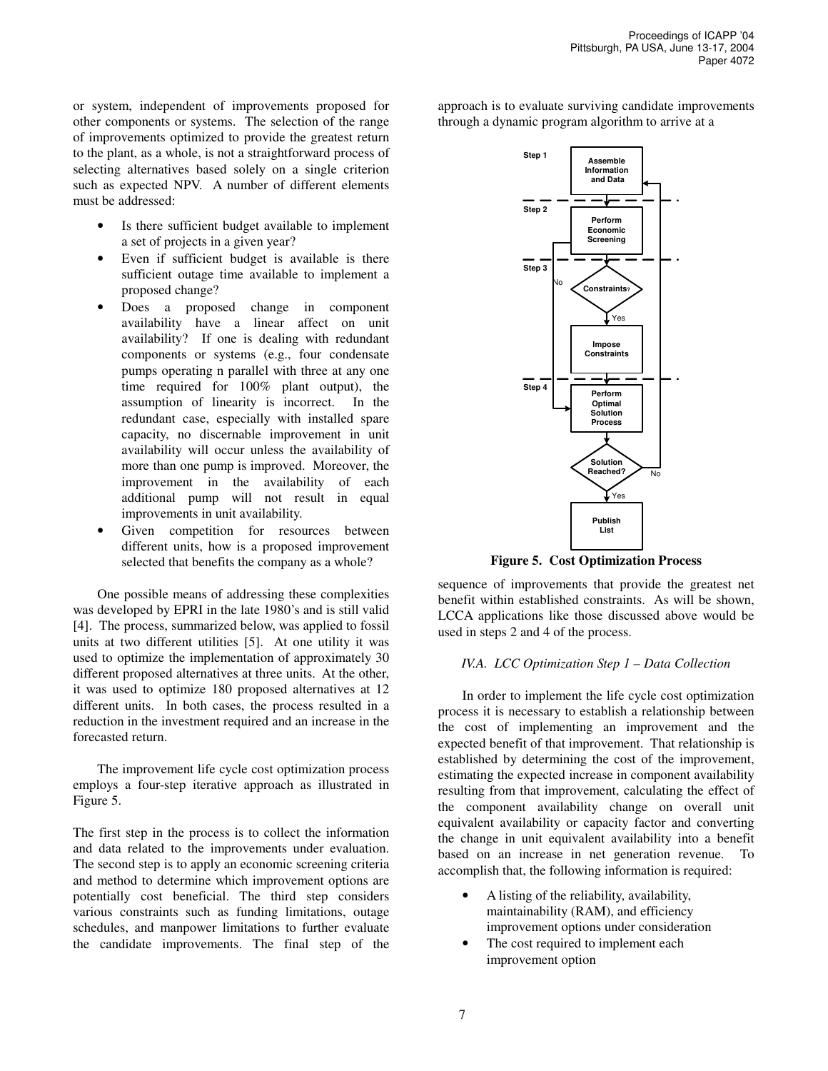or system, independent of improvements proposed for other components or systems. The selection of the range of improvements optimized to provide the greatest return to the plant, as a whole, is not a straightforward process of selecting alternatives based solely on a single criterion such as expected NPV. A number of different elements must be addressed:

- Is there sufficient budget available to implement a set of projects in a given year?
- Even if sufficient budget is available is there sufficient outage time available to implement a proposed change?
- Does a proposed change in component availability have a linear affect on unit availability? If one is dealing with redundant components or systems (e.g., four condensate pumps operating n parallel with three at any one time required for 100% plant output), the assumption of linearity is incorrect. In the redundant case, especially with installed spare capacity, no discernable improvement in unit availability will occur unless the availability of more than one pump is improved. Moreover, the improvement in the availability of each additional pump will not result in equal improvements in unit availability.
- Given competition for resources between different units, how is a proposed improvement selected that benefits the company as a whole?

One possible means of addressing these complexities was developed by EPRI in the late 1980's and is still valid [4]. The process, summarized below, was applied to fossil units at two different utilities [5]. At one utility it was used to optimize the implementation of approximately 30 different proposed alternatives at three units. At the other, it was used to optimize 180 proposed alternatives at 12 different units. In both cases, the process resulted in a reduction in the investment required and an increase in the forecasted return.

The improvement life cycle cost optimization process employs a four-step iterative approach as illustrated in Figure 5.

The first step in the process is to collect the information and data related to the improvements under evaluation. The second step is to apply an economic screening criteria and method to determine which improvement options are potentially cost beneficial. The third step considers various constraints such as funding limitations, outage schedules, and manpower limitations to further evaluate the candidate improvements. The final step of the approach is to evaluate surviving candidate improvements through a dynamic program algorithm to arrive at a sequence of improvements that provide the greatest net benefit within established constraints. As will be shown, LCCA applications like those discussed above would be used in steps 2 and 4 of the process.

Step 1 — Assemble Information and Data

Step 2 — Perform Economic Screening

Step 3 — Constraints? (No → Step 4; Yes → Impose Constraints)

Step 4 — Perform Optimal Solution Process → Solution Reached? (No → Step 1; Yes → Publish List)

**Figure 5. Cost Optimization Process**

*IV.A. LCC Optimization Step 1 – Data Collection*

In order to implement the life cycle cost optimization process it is necessary to establish a relationship between the cost of implementing an improvement and the expected benefit of that improvement. That relationship is established by determining the cost of the improvement, estimating the expected increase in component availability resulting from that improvement, calculating the effect of the component availability change on overall unit equivalent availability or capacity factor and converting the change in unit equivalent availability into a benefit based on an increase in net generation revenue. To accomplish that, the following information is required:

- A listing of the reliability, availability, maintainability (RAM), and efficiency improvement options under consideration
- The cost required to implement each improvement option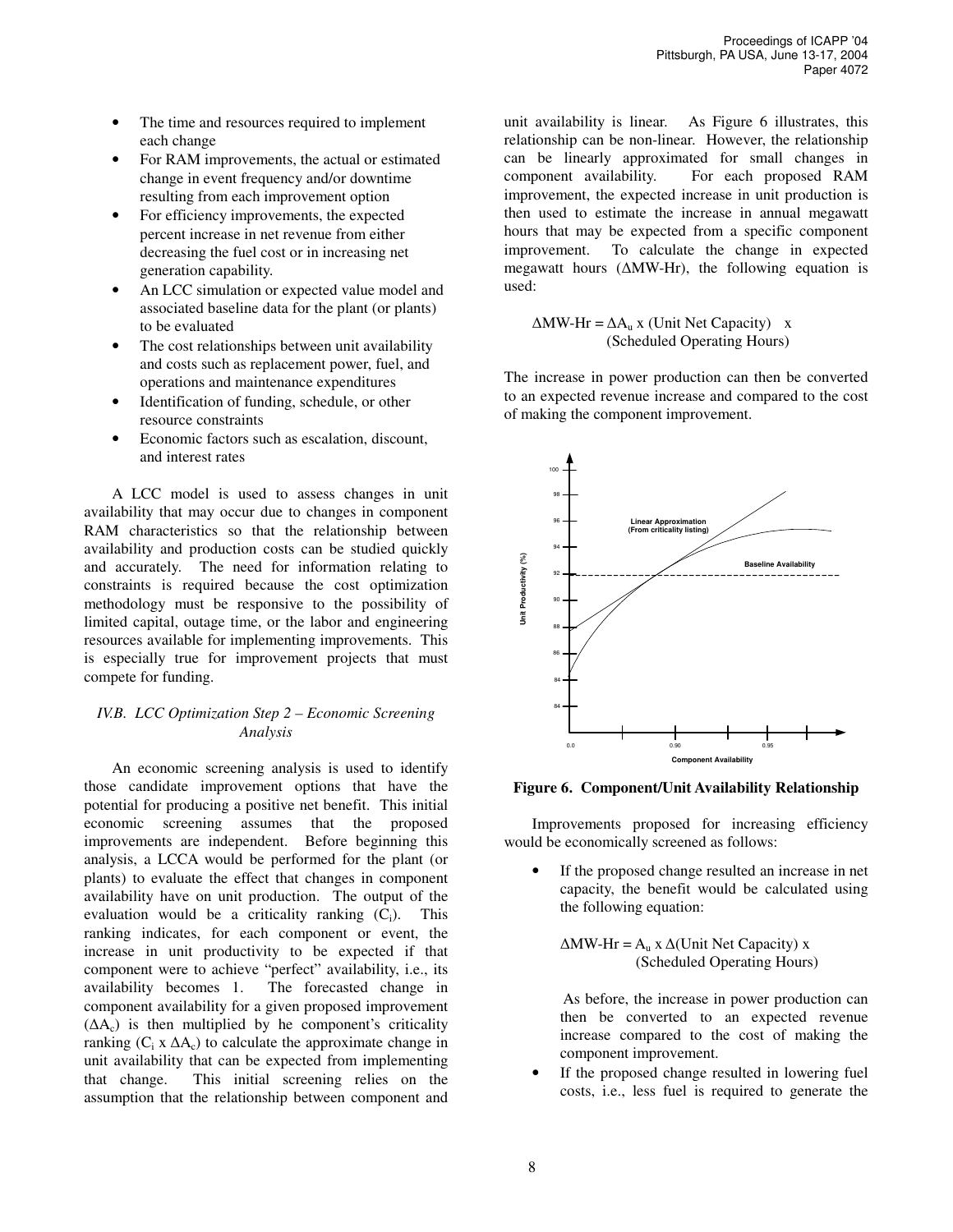- The time and resources required to implement each change
- For RAM improvements, the actual or estimated change in event frequency and/or downtime resulting from each improvement option
- For efficiency improvements, the expected percent increase in net revenue from either decreasing the fuel cost or in increasing net generation capability.
- An LCC simulation or expected value model and associated baseline data for the plant (or plants) to be evaluated
- The cost relationships between unit availability and costs such as replacement power, fuel, and operations and maintenance expenditures
- Identification of funding, schedule, or other resource constraints
- Economic factors such as escalation, discount, and interest rates

A LCC model is used to assess changes in unit availability that may occur due to changes in component RAM characteristics so that the relationship between availability and production costs can be studied quickly and accurately. The need for information relating to constraints is required because the cost optimization methodology must be responsive to the possibility of limited capital, outage time, or the labor and engineering resources available for implementing improvements. This is especially true for improvement projects that must compete for funding.

### *IV.B. LCC Optimization Step 2 – Economic Screening Analysis*

An economic screening analysis is used to identify those candidate improvement options that have the potential for producing a positive net benefit. This initial economic screening assumes that the proposed improvements are independent. Before beginning this analysis, a LCCA would be performed for the plant (or plants) to evaluate the effect that changes in component availability have on unit production. The output of the evaluation would be a criticality ranking ($C_i$). This ranking indicates, for each component or event, the increase in unit productivity to be expected if that component were to achieve "perfect" availability, i.e., its availability becomes 1. The forecasted change in component availability for a given proposed improvement ($\Delta A_c$) is then multiplied by he component's criticality ranking ($C_i \times \Delta A_c$) to calculate the approximate change in unit availability that can be expected from implementing that change. This initial screening relies on the assumption that the relationship between component and unit availability is linear. As Figure 6 illustrates, this relationship can be non-linear. However, the relationship can be linearly approximated for small changes in component availability. For each proposed RAM improvement, the expected increase in unit production is then used to estimate the increase in annual megawatt hours that may be expected from a specific component improvement. To calculate the change in expected megawatt hours ($\Delta$MW-Hr), the following equation is used:

$$\Delta\text{MW-Hr} = \Delta A_u \times (\text{Unit Net Capacity}) \times (\text{Scheduled Operating Hours})$$

The increase in power production can then be converted to an expected revenue increase and compared to the cost of making the component improvement.

**Figure 6. Component/Unit Availability Relationship**

Improvements proposed for increasing efficiency would be economically screened as follows:

- If the proposed change resulted an increase in net capacity, the benefit would be calculated using the following equation:

  $$\Delta\text{MW-Hr} = A_u \times \Delta(\text{Unit Net Capacity}) \times (\text{Scheduled Operating Hours})$$

  As before, the increase in power production can then be converted to an expected revenue increase compared to the cost of making the component improvement.
- If the proposed change resulted in lowering fuel costs, i.e., less fuel is required to generate the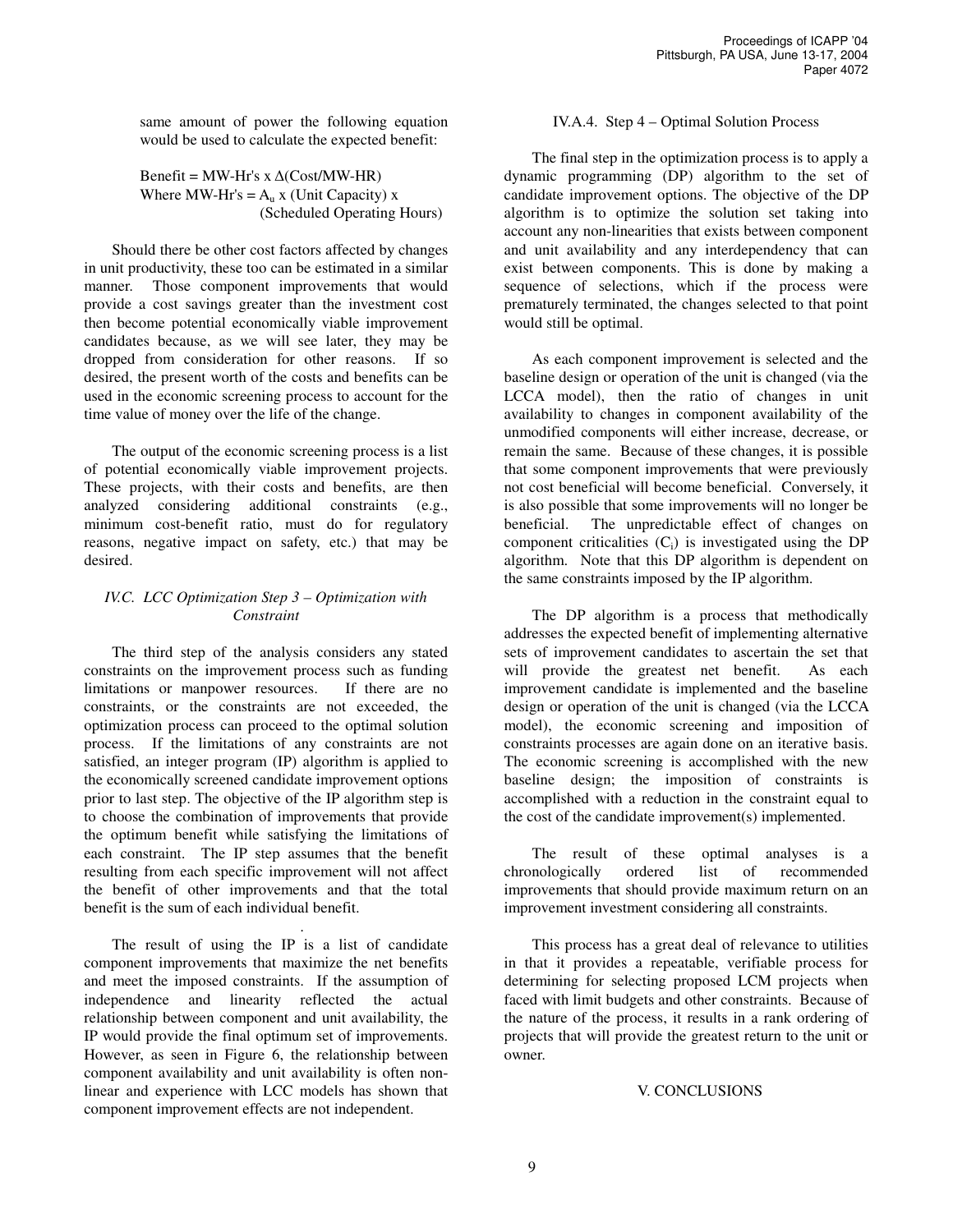same amount of power the following equation would be used to calculate the expected benefit:

Benefit = MW-Hr's x Δ(Cost/MW-HR)
Where MW-Hr's = $A_u$ x (Unit Capacity) x (Scheduled Operating Hours)

Should there be other cost factors affected by changes in unit productivity, these too can be estimated in a similar manner. Those component improvements that would provide a cost savings greater than the investment cost then become potential economically viable improvement candidates because, as we will see later, they may be dropped from consideration for other reasons. If so desired, the present worth of the costs and benefits can be used in the economic screening process to account for the time value of money over the life of the change.

The output of the economic screening process is a list of potential economically viable improvement projects. These projects, with their costs and benefits, are then analyzed considering additional constraints (e.g., minimum cost-benefit ratio, must do for regulatory reasons, negative impact on safety, etc.) that may be desired.

### *IV.C. LCC Optimization Step 3 – Optimization with Constraint*

The third step of the analysis considers any stated constraints on the improvement process such as funding limitations or manpower resources. If there are no constraints, or the constraints are not exceeded, the optimization process can proceed to the optimal solution process. If the limitations of any constraints are not satisfied, an integer program (IP) algorithm is applied to the economically screened candidate improvement options prior to last step. The objective of the IP algorithm step is to choose the combination of improvements that provide the optimum benefit while satisfying the limitations of each constraint. The IP step assumes that the benefit resulting from each specific improvement will not affect the benefit of other improvements and that the total benefit is the sum of each individual benefit.

The result of using the IP is a list of candidate component improvements that maximize the net benefits and meet the imposed constraints. If the assumption of independence and linearity reflected the actual relationship between component and unit availability, the IP would provide the final optimum set of improvements. However, as seen in Figure 6, the relationship between component availability and unit availability is often non-linear and experience with LCC models has shown that component improvement effects are not independent.

### IV.A.4. Step 4 – Optimal Solution Process

The final step in the optimization process is to apply a dynamic programming (DP) algorithm to the set of candidate improvement options. The objective of the DP algorithm is to optimize the solution set taking into account any non-linearities that exists between component and unit availability and any interdependency that can exist between components. This is done by making a sequence of selections, which if the process were prematurely terminated, the changes selected to that point would still be optimal.

As each component improvement is selected and the baseline design or operation of the unit is changed (via the LCCA model), then the ratio of changes in unit availability to changes in component availability of the unmodified components will either increase, decrease, or remain the same. Because of these changes, it is possible that some component improvements that were previously not cost beneficial will become beneficial. Conversely, it is also possible that some improvements will no longer be beneficial. The unpredictable effect of changes on component criticalities ($C_i$) is investigated using the DP algorithm. Note that this DP algorithm is dependent on the same constraints imposed by the IP algorithm.

The DP algorithm is a process that methodically addresses the expected benefit of implementing alternative sets of improvement candidates to ascertain the set that will provide the greatest net benefit. As each improvement candidate is implemented and the baseline design or operation of the unit is changed (via the LCCA model), the economic screening and imposition of constraints processes are again done on an iterative basis. The economic screening is accomplished with the new baseline design; the imposition of constraints is accomplished with a reduction in the constraint equal to the cost of the candidate improvement(s) implemented.

The result of these optimal analyses is a chronologically ordered list of recommended improvements that should provide maximum return on an improvement investment considering all constraints.

This process has a great deal of relevance to utilities in that it provides a repeatable, verifiable process for determining for selecting proposed LCM projects when faced with limit budgets and other constraints. Because of the nature of the process, it results in a rank ordering of projects that will provide the greatest return to the unit or owner.

## V. CONCLUSIONS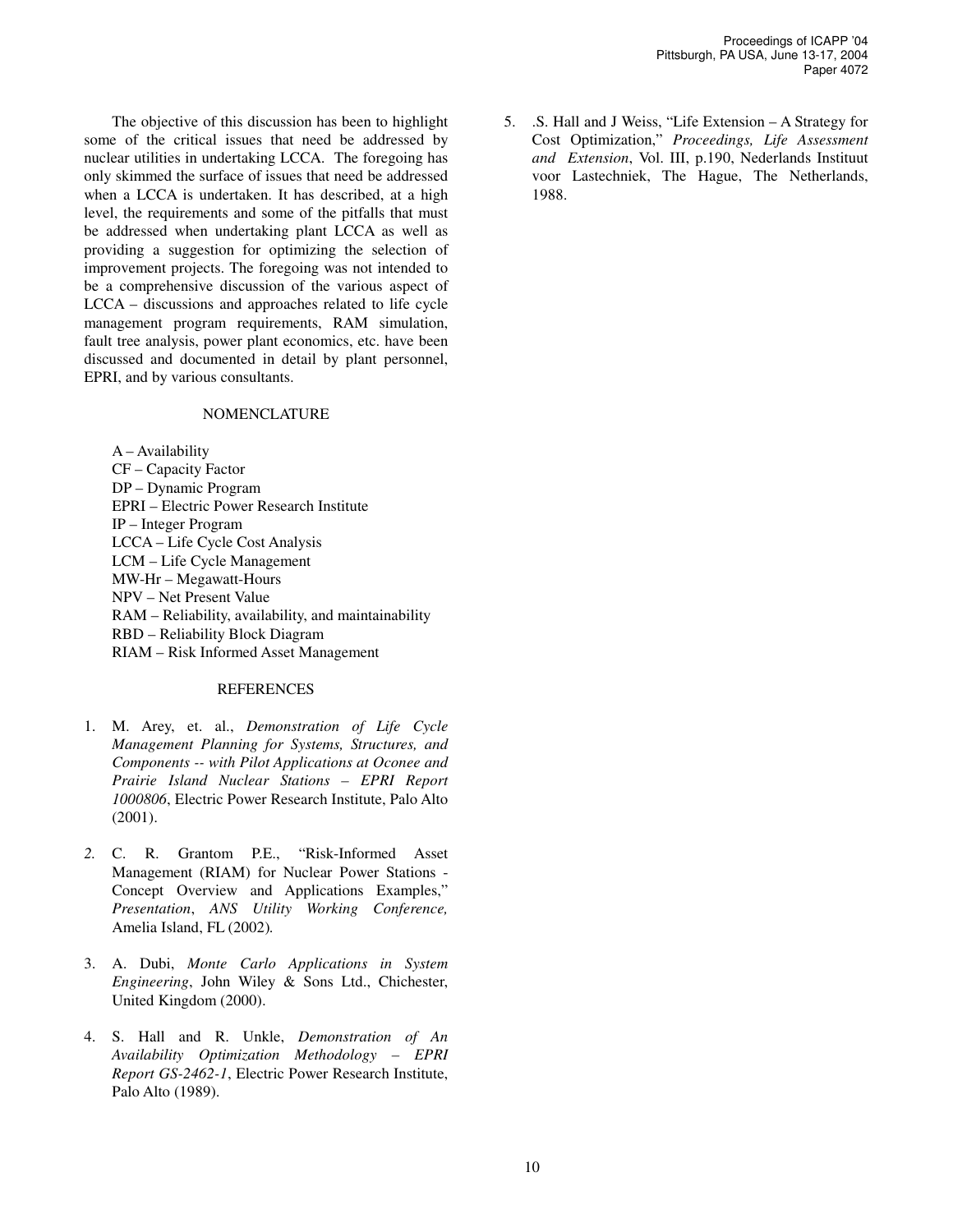The objective of this discussion has been to highlight some of the critical issues that need be addressed by nuclear utilities in undertaking LCCA. The foregoing has only skimmed the surface of issues that need be addressed when a LCCA is undertaken. It has described, at a high level, the requirements and some of the pitfalls that must be addressed when undertaking plant LCCA as well as providing a suggestion for optimizing the selection of improvement projects. The foregoing was not intended to be a comprehensive discussion of the various aspect of LCCA – discussions and approaches related to life cycle management program requirements, RAM simulation, fault tree analysis, power plant economics, etc. have been discussed and documented in detail by plant personnel, EPRI, and by various consultants.

## NOMENCLATURE

A – Availability
CF – Capacity Factor
DP – Dynamic Program
EPRI – Electric Power Research Institute
IP – Integer Program
LCCA – Life Cycle Cost Analysis
LCM – Life Cycle Management
MW-Hr – Megawatt-Hours
NPV – Net Present Value
RAM – Reliability, availability, and maintainability
RBD – Reliability Block Diagram
RIAM – Risk Informed Asset Management

## REFERENCES

1. M. Arey, et. al., *Demonstration of Life Cycle Management Planning for Systems, Structures, and Components -- with Pilot Applications at Oconee and Prairie Island Nuclear Stations – EPRI Report 1000806*, Electric Power Research Institute, Palo Alto (2001).

2. C. R. Grantom P.E., "Risk-Informed Asset Management (RIAM) for Nuclear Power Stations - Concept Overview and Applications Examples," *Presentation*, *ANS Utility Working Conference,* Amelia Island, FL (2002).

3. A. Dubi, *Monte Carlo Applications in System Engineering*, John Wiley & Sons Ltd., Chichester, United Kingdom (2000).

4. S. Hall and R. Unkle, *Demonstration of An Availability Optimization Methodology – EPRI Report GS-2462-1*, Electric Power Research Institute, Palo Alto (1989).

5. .S. Hall and J Weiss, "Life Extension – A Strategy for Cost Optimization," *Proceedings, Life Assessment and Extension*, Vol. III, p.190, Nederlands Instituut voor Lastechniek, The Hague, The Netherlands, 1988.